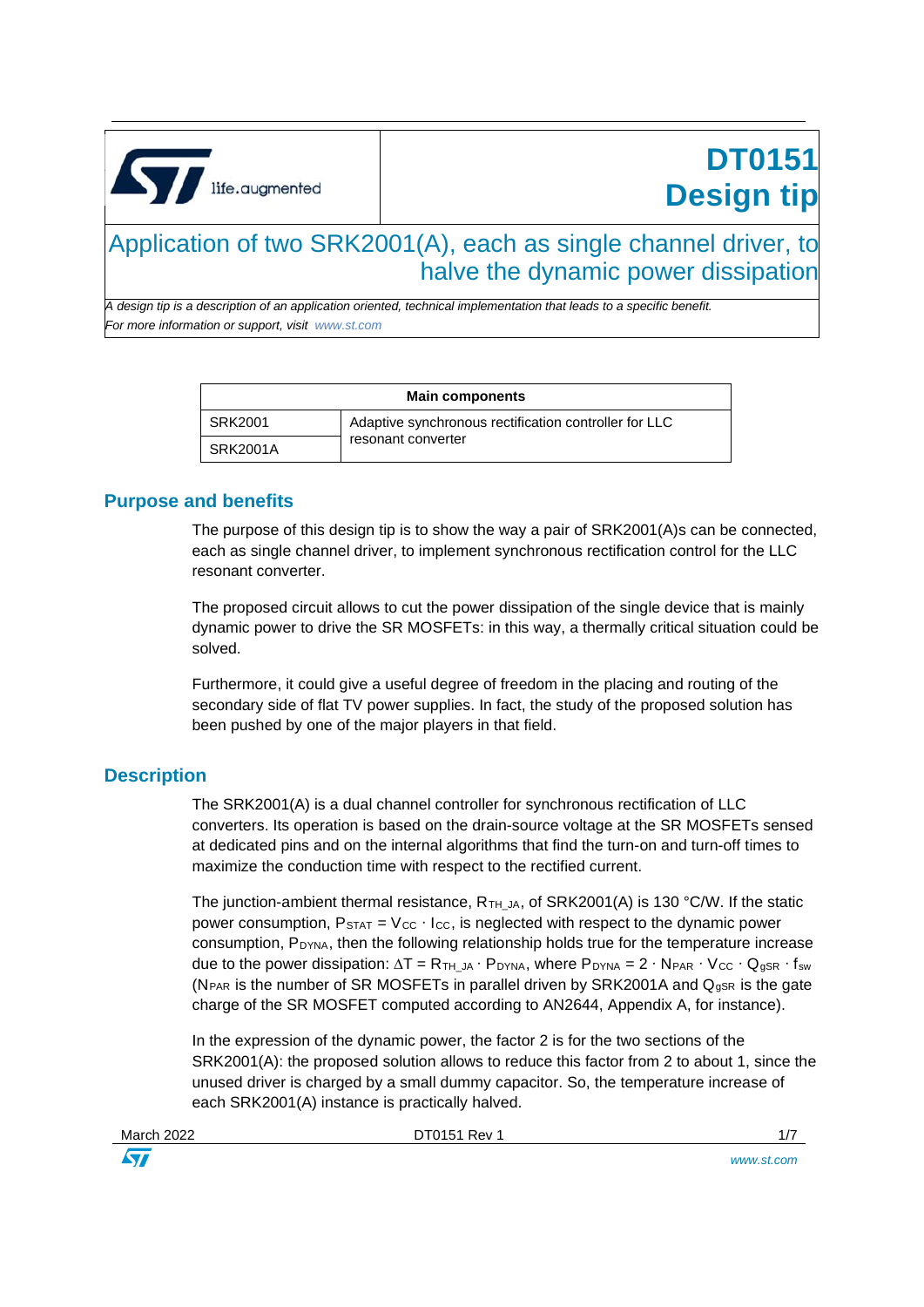# DT0151 Design tip

## Application of two SRK2001(A), each as single channel driver, to halve the dynamic power dissipation

*A design tip is a description of an application oriented, technical implementation that leads to a specific benefit.*
*For more information or support, visit www.st.com*

| Main components | |
|---|---|
| SRK2001 | Adaptive synchronous rectification controller for LLC resonant converter |
| SRK2001A | |

## Purpose and benefits

The purpose of this design tip is to show the way a pair of SRK2001(A)s can be connected, each as single channel driver, to implement synchronous rectification control for the LLC resonant converter.

The proposed circuit allows to cut the power dissipation of the single device that is mainly dynamic power to drive the SR MOSFETs: in this way, a thermally critical situation could be solved.

Furthermore, it could give a useful degree of freedom in the placing and routing of the secondary side of flat TV power supplies. In fact, the study of the proposed solution has been pushed by one of the major players in that field.

## Description

The SRK2001(A) is a dual channel controller for synchronous rectification of LLC converters. Its operation is based on the drain-source voltage at the SR MOSFETs sensed at dedicated pins and on the internal algorithms that find the turn-on and turn-off times to maximize the conduction time with respect to the rectified current.

The junction-ambient thermal resistance, $R_{TH\_JA}$, of SRK2001(A) is 130 °C/W. If the static power consumption, $P_{STAT} = V_{CC} \cdot I_{CC}$, is neglected with respect to the dynamic power consumption, $P_{DYNA}$, then the following relationship holds true for the temperature increase due to the power dissipation: $\Delta T = R_{TH\_JA} \cdot P_{DYNA}$, where $P_{DYNA} = 2 \cdot N_{PAR} \cdot V_{CC} \cdot Q_{gSR} \cdot f_{sw}$ ($N_{PAR}$ is the number of SR MOSFETs in parallel driven by SRK2001A and $Q_{gSR}$ is the gate charge of the SR MOSFET computed according to AN2644, Appendix A, for instance).

In the expression of the dynamic power, the factor 2 is for the two sections of the SRK2001(A): the proposed solution allows to reduce this factor from 2 to about 1, since the unused driver is charged by a small dummy capacitor. So, the temperature increase of each SRK2001(A) instance is practically halved.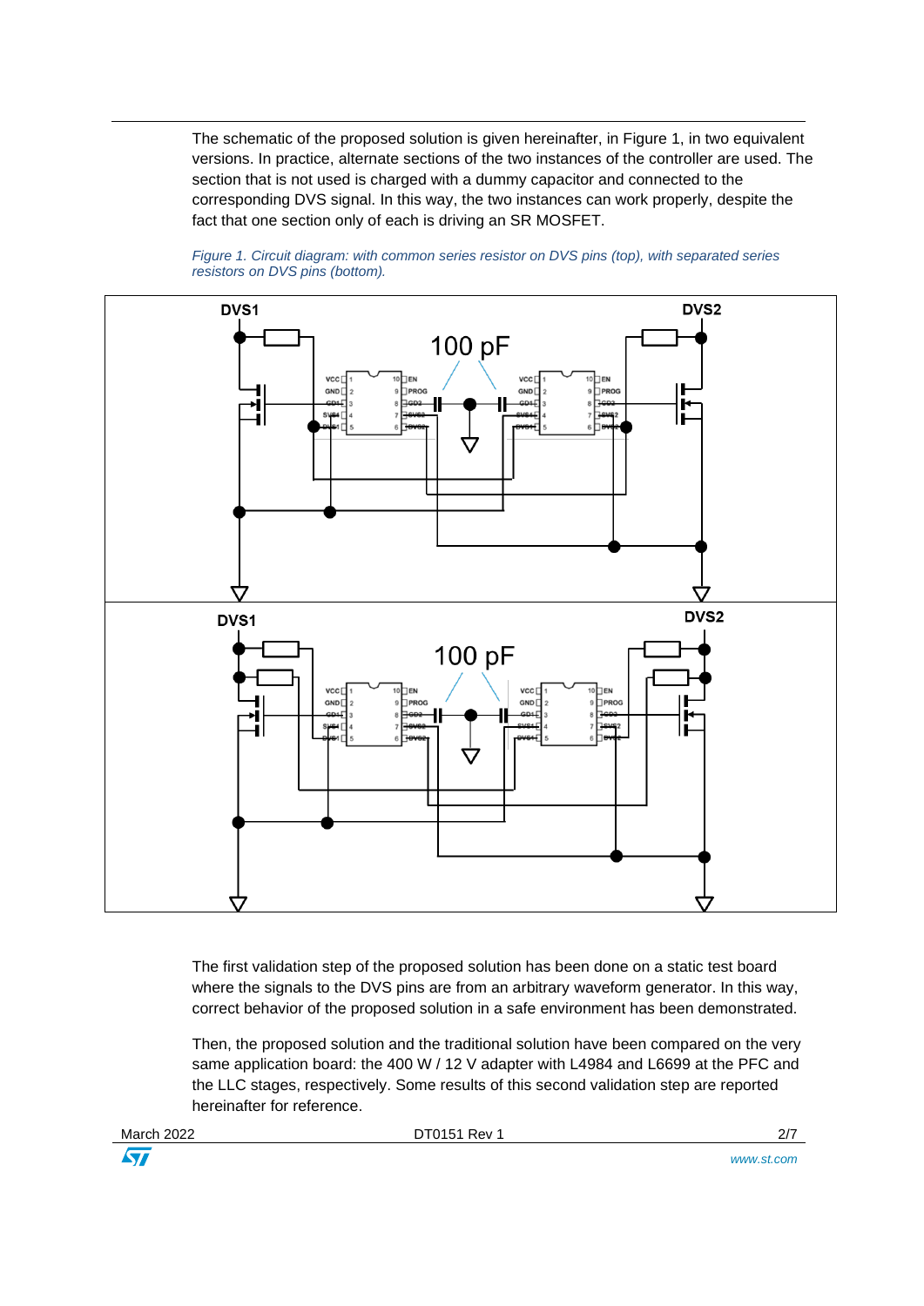The schematic of the proposed solution is given hereinafter, in Figure 1, in two equivalent versions. In practice, alternate sections of the two instances of the controller are used. The section that is not used is charged with a dummy capacitor and connected to the corresponding DVS signal. In this way, the two instances can work properly, despite the fact that one section only of each is driving an SR MOSFET.

*Figure 1. Circuit diagram: with common series resistor on DVS pins (top), with separated series resistors on DVS pins (bottom).*

The first validation step of the proposed solution has been done on a static test board where the signals to the DVS pins are from an arbitrary waveform generator. In this way, correct behavior of the proposed solution in a safe environment has been demonstrated.

Then, the proposed solution and the traditional solution have been compared on the very same application board: the 400 W / 12 V adapter with L4984 and L6699 at the PFC and the LLC stages, respectively. Some results of this second validation step are reported hereinafter for reference.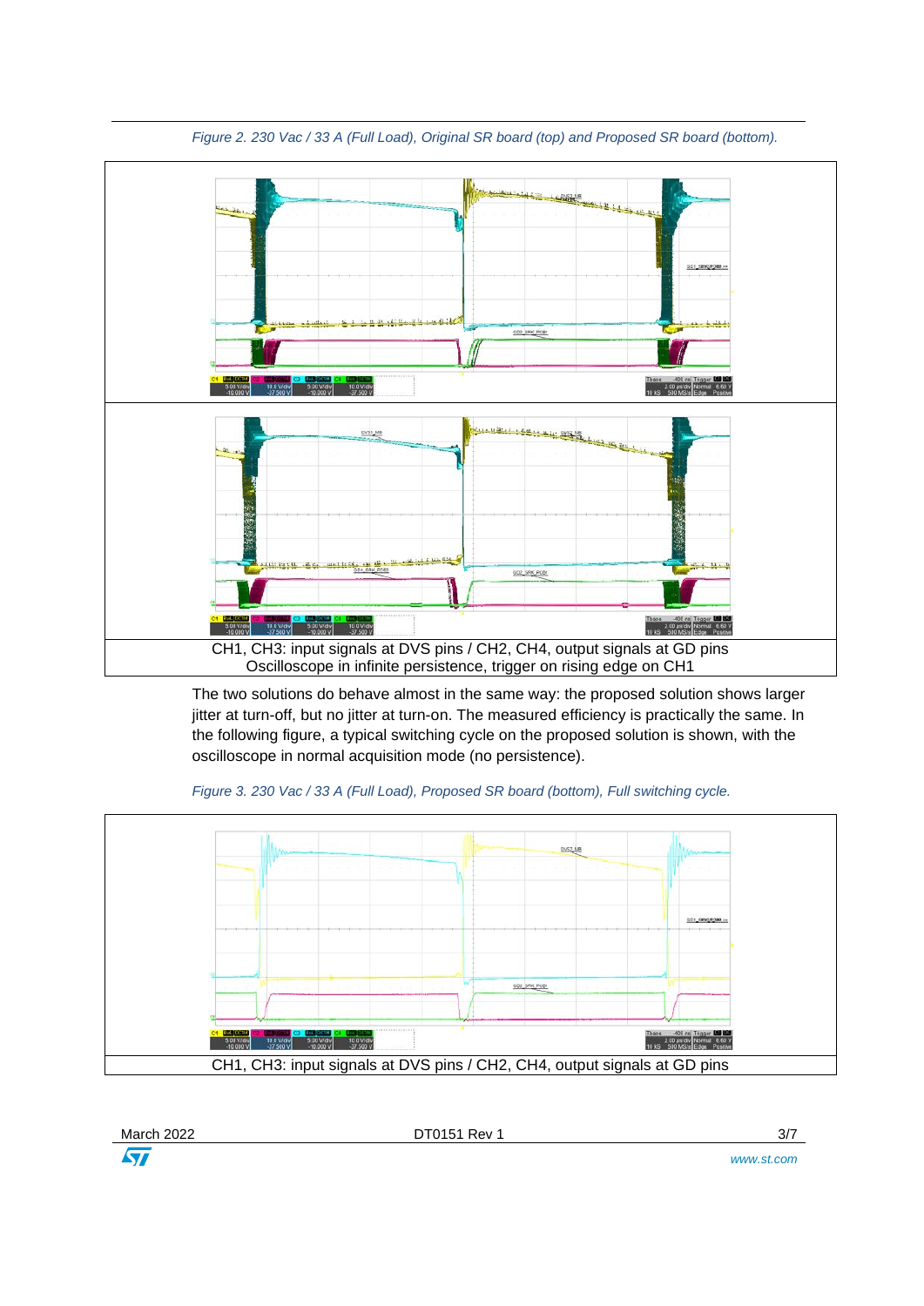*Figure 2. 230 Vac / 33 A (Full Load), Original SR board (top) and Proposed SR board (bottom).*

CH1, CH3: input signals at DVS pins / CH2, CH4, output signals at GD pins
Oscilloscope in infinite persistence, trigger on rising edge on CH1

The two solutions do behave almost in the same way: the proposed solution shows larger jitter at turn-off, but no jitter at turn-on. The measured efficiency is practically the same. In the following figure, a typical switching cycle on the proposed solution is shown, with the oscilloscope in normal acquisition mode (no persistence).

*Figure 3. 230 Vac / 33 A (Full Load), Proposed SR board (bottom), Full switching cycle.*

CH1, CH3: input signals at DVS pins / CH2, CH4, output signals at GD pins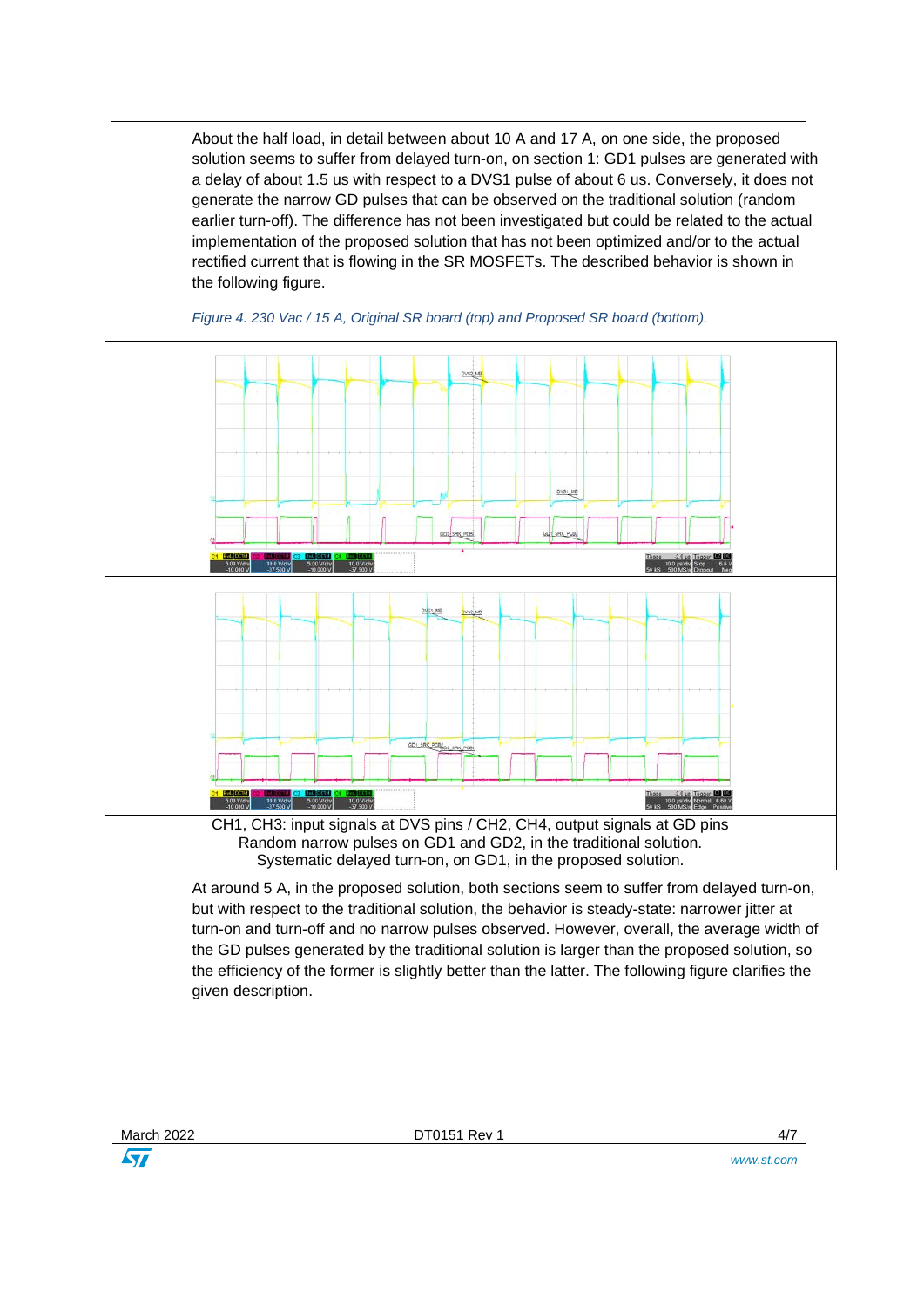About the half load, in detail between about 10 A and 17 A, on one side, the proposed solution seems to suffer from delayed turn-on, on section 1: GD1 pulses are generated with a delay of about 1.5 us with respect to a DVS1 pulse of about 6 us. Conversely, it does not generate the narrow GD pulses that can be observed on the traditional solution (random earlier turn-off). The difference has not been investigated but could be related to the actual implementation of the proposed solution that has not been optimized and/or to the actual rectified current that is flowing in the SR MOSFETs. The described behavior is shown in the following figure.

*Figure 4. 230 Vac / 15 A, Original SR board (top) and Proposed SR board (bottom).*

CH1, CH3: input signals at DVS pins / CH2, CH4, output signals at GD pins
Random narrow pulses on GD1 and GD2, in the traditional solution.
Systematic delayed turn-on, on GD1, in the proposed solution.

At around 5 A, in the proposed solution, both sections seem to suffer from delayed turn-on, but with respect to the traditional solution, the behavior is steady-state: narrower jitter at turn-on and turn-off and no narrow pulses observed. However, overall, the average width of the GD pulses generated by the traditional solution is larger than the proposed solution, so the efficiency of the former is slightly better than the latter. The following figure clarifies the given description.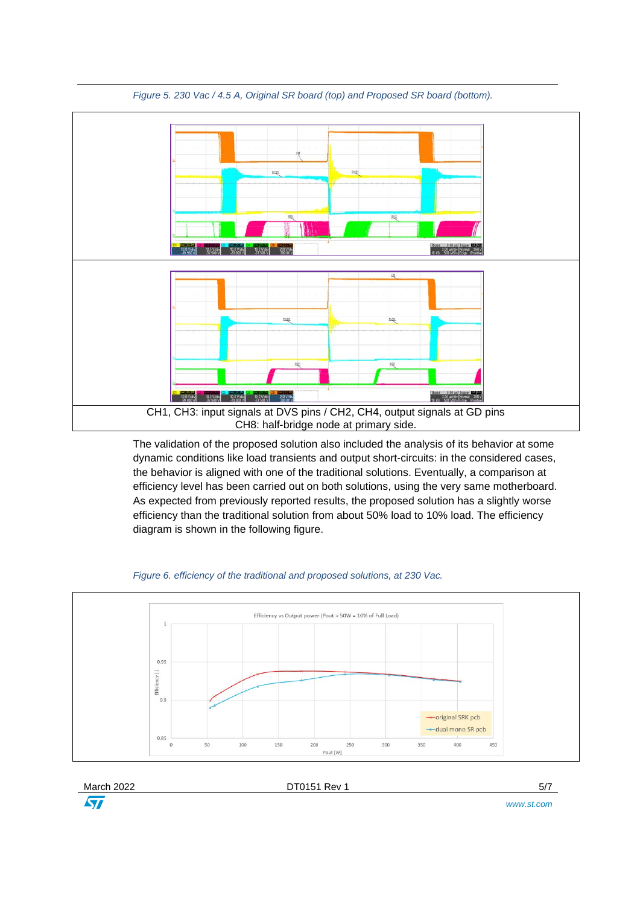*Figure 5. 230 Vac / 4.5 A, Original SR board (top) and Proposed SR board (bottom).*

CH1, CH3: input signals at DVS pins / CH2, CH4, output signals at GD pins
CH8: half-bridge node at primary side.

The validation of the proposed solution also included the analysis of its behavior at some dynamic conditions like load transients and output short-circuits: in the considered cases, the behavior is aligned with one of the traditional solutions. Eventually, a comparison at efficiency level has been carried out on both solutions, using the very same motherboard. As expected from previously reported results, the proposed solution has a slightly worse efficiency than the traditional solution from about 50% load to 10% load. The efficiency diagram is shown in the following figure.

*Figure 6. efficiency of the traditional and proposed solutions, at 230 Vac.*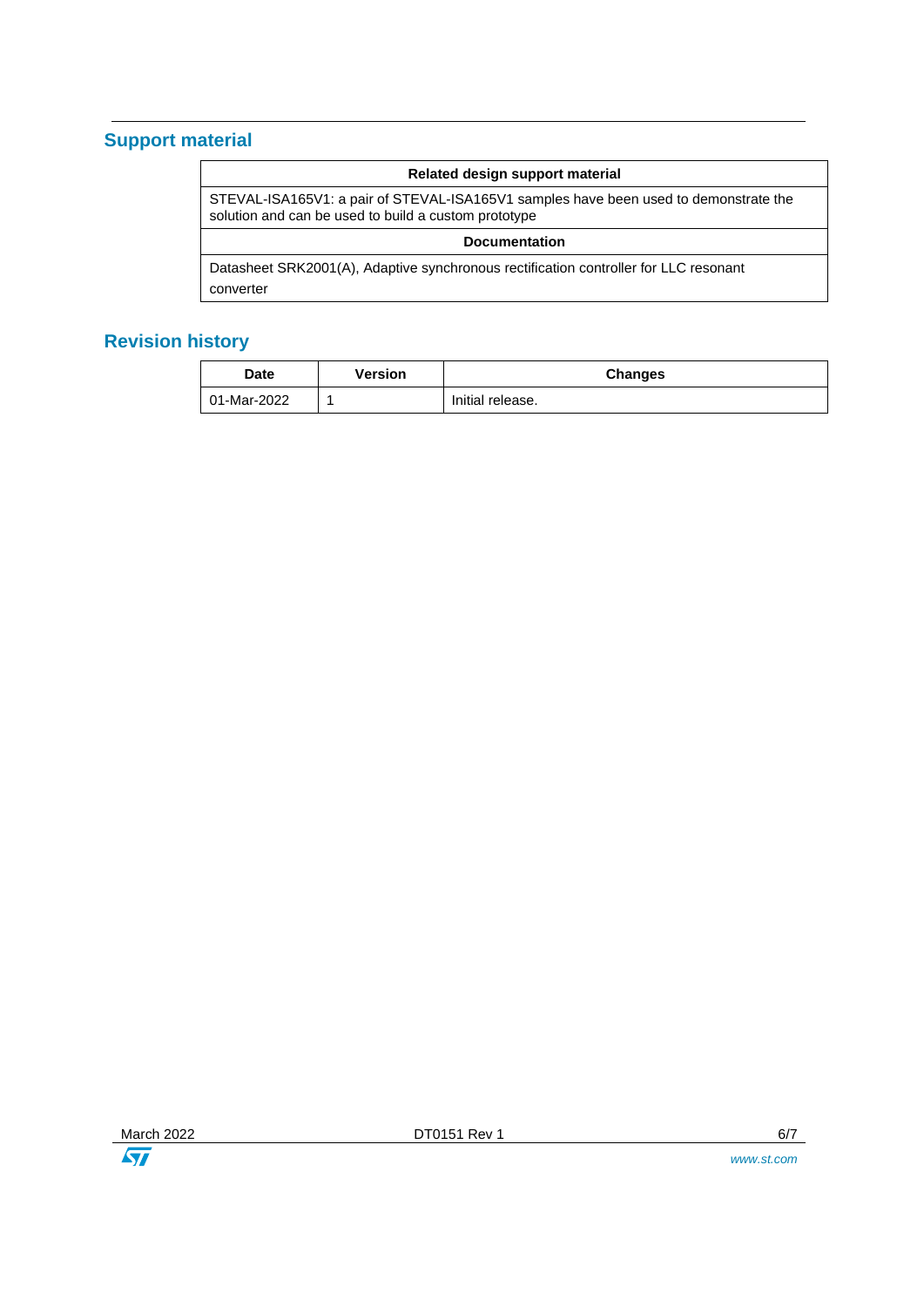## Support material

| Related design support material |
|---|
| STEVAL-ISA165V1: a pair of STEVAL-ISA165V1 samples have been used to demonstrate the solution and can be used to build a custom prototype |
| **Documentation** |
| Datasheet SRK2001(A), Adaptive synchronous rectification controller for LLC resonant converter |

## Revision history

| Date | Version | Changes |
|---|---|---|
| 01-Mar-2022 | 1 | Initial release. |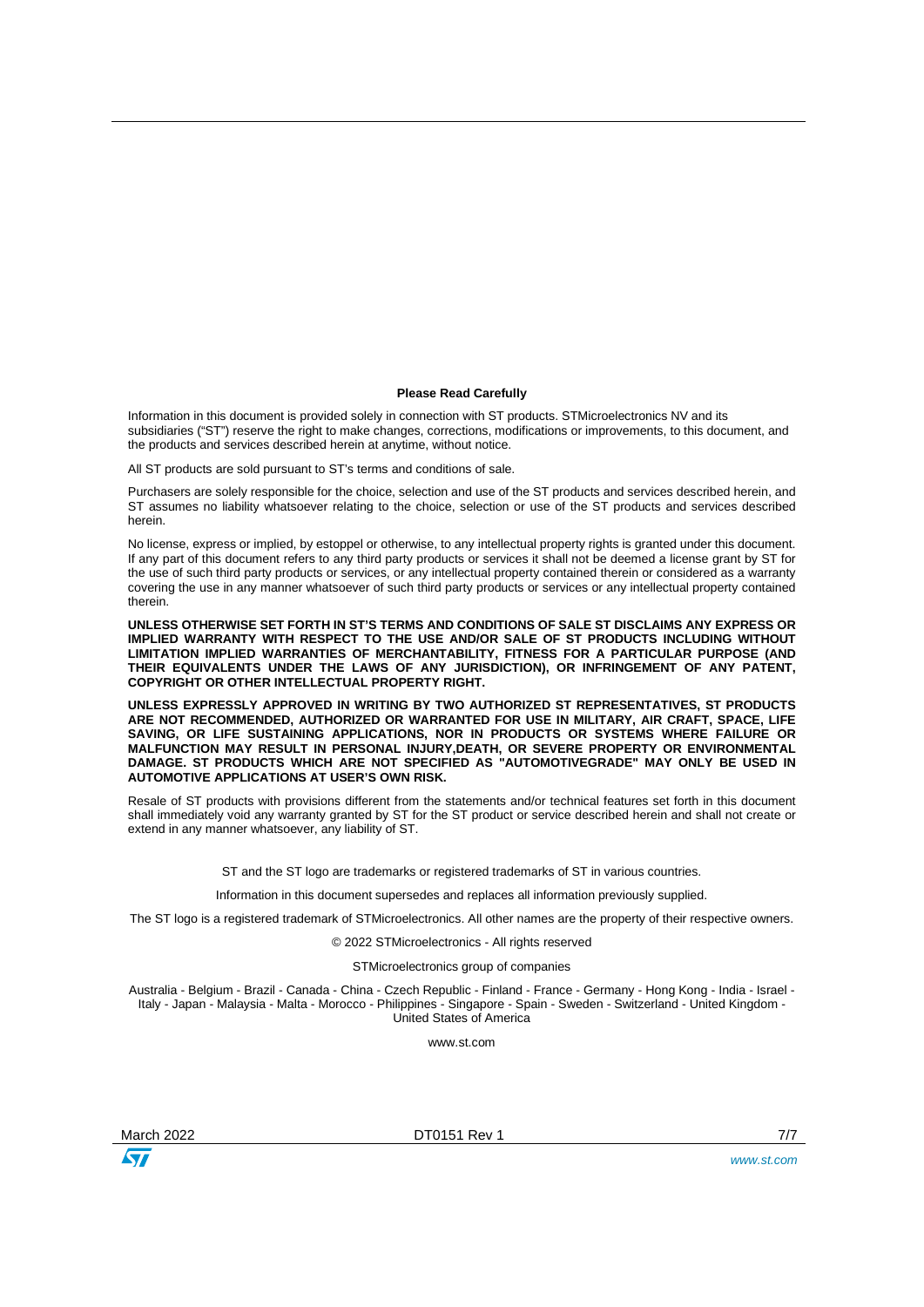**Please Read Carefully**

Information in this document is provided solely in connection with ST products. STMicroelectronics NV and its subsidiaries ("ST") reserve the right to make changes, corrections, modifications or improvements, to this document, and the products and services described herein at anytime, without notice.

All ST products are sold pursuant to ST's terms and conditions of sale.

Purchasers are solely responsible for the choice, selection and use of the ST products and services described herein, and ST assumes no liability whatsoever relating to the choice, selection or use of the ST products and services described herein.

No license, express or implied, by estoppel or otherwise, to any intellectual property rights is granted under this document. If any part of this document refers to any third party products or services it shall not be deemed a license grant by ST for the use of such third party products or services, or any intellectual property contained therein or considered as a warranty covering the use in any manner whatsoever of such third party products or services or any intellectual property contained therein.

**UNLESS OTHERWISE SET FORTH IN ST'S TERMS AND CONDITIONS OF SALE ST DISCLAIMS ANY EXPRESS OR IMPLIED WARRANTY WITH RESPECT TO THE USE AND/OR SALE OF ST PRODUCTS INCLUDING WITHOUT LIMITATION IMPLIED WARRANTIES OF MERCHANTABILITY, FITNESS FOR A PARTICULAR PURPOSE (AND THEIR EQUIVALENTS UNDER THE LAWS OF ANY JURISDICTION), OR INFRINGEMENT OF ANY PATENT, COPYRIGHT OR OTHER INTELLECTUAL PROPERTY RIGHT.**

**UNLESS EXPRESSLY APPROVED IN WRITING BY TWO AUTHORIZED ST REPRESENTATIVES, ST PRODUCTS ARE NOT RECOMMENDED, AUTHORIZED OR WARRANTED FOR USE IN MILITARY, AIR CRAFT, SPACE, LIFE SAVING, OR LIFE SUSTAINING APPLICATIONS, NOR IN PRODUCTS OR SYSTEMS WHERE FAILURE OR MALFUNCTION MAY RESULT IN PERSONAL INJURY,DEATH, OR SEVERE PROPERTY OR ENVIRONMENTAL DAMAGE. ST PRODUCTS WHICH ARE NOT SPECIFIED AS "AUTOMOTIVEGRADE" MAY ONLY BE USED IN AUTOMOTIVE APPLICATIONS AT USER'S OWN RISK.**

Resale of ST products with provisions different from the statements and/or technical features set forth in this document shall immediately void any warranty granted by ST for the ST product or service described herein and shall not create or extend in any manner whatsoever, any liability of ST.

ST and the ST logo are trademarks or registered trademarks of ST in various countries.

Information in this document supersedes and replaces all information previously supplied.

The ST logo is a registered trademark of STMicroelectronics. All other names are the property of their respective owners.

© 2022 STMicroelectronics - All rights reserved

STMicroelectronics group of companies

Australia - Belgium - Brazil - Canada - China - Czech Republic - Finland - France - Germany - Hong Kong - India - Israel - Italy - Japan - Malaysia - Malta - Morocco - Philippines - Singapore - Spain - Sweden - Switzerland - United Kingdom - United States of America

www.st.com